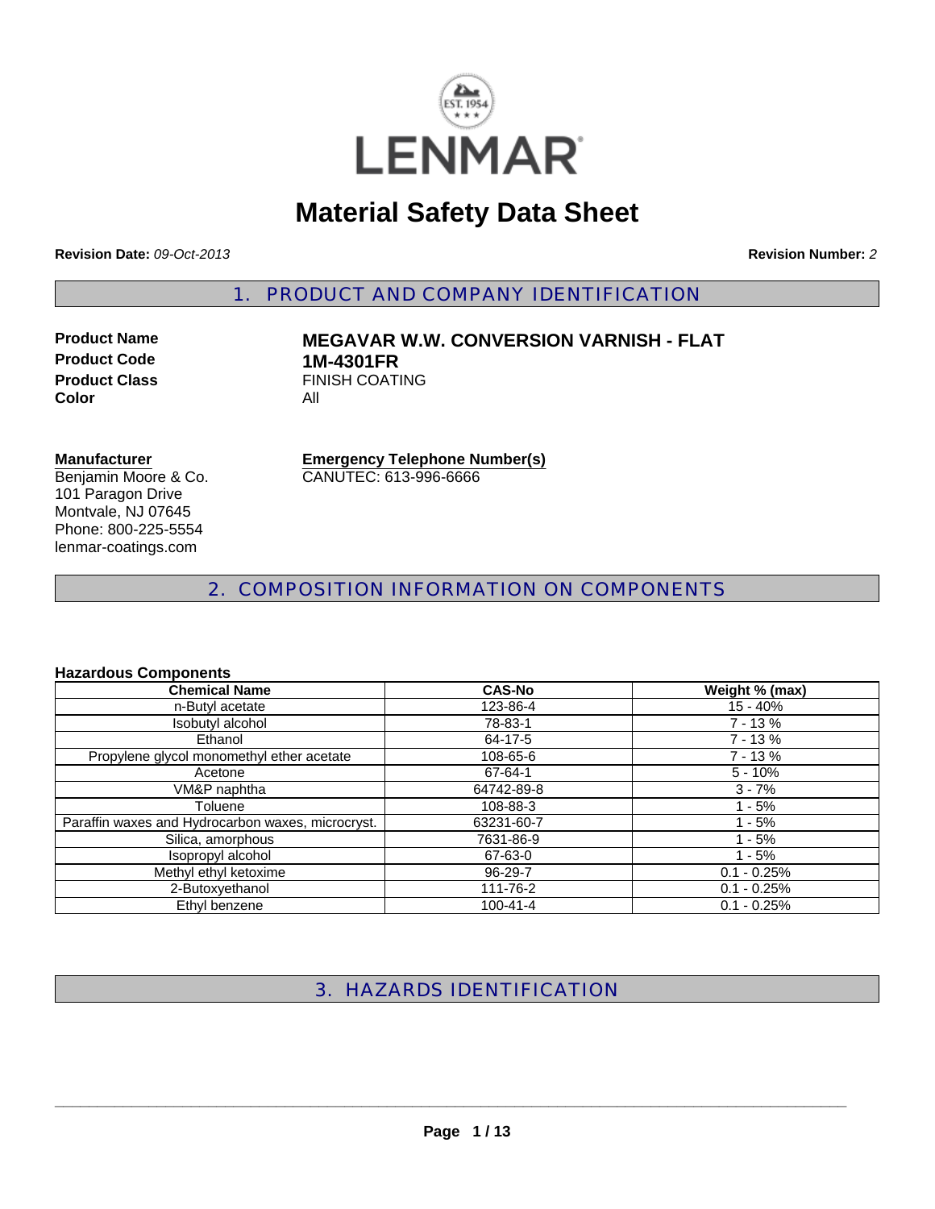LENMAR

# Material Safety Data Sheet

**Revision Date:** *09-Oct-2013*

**Revision Number:** *2*

## 1. PRODUCT AND COMPANY IDENTIFICATION

**Product Name** **MEGAVAR W.W. CONVERSION VARNISH - FLAT**
**Product Code** **1M-4301FR**
**Product Class** FINISH COATING
**Color** All

**Manufacturer**
Benjamin Moore & Co.
101 Paragon Drive
Montvale, NJ 07645
Phone: 800-225-5554
lenmar-coatings.com

**Emergency Telephone Number(s)**
CANUTEC: 613-996-6666

## 2. COMPOSITION INFORMATION ON COMPONENTS

**Hazardous Components**

| Chemical Name | CAS-No | Weight % (max) |
|---|---|---|
| n-Butyl acetate | 123-86-4 | 15 - 40% |
| Isobutyl alcohol | 78-83-1 | 7 - 13 % |
| Ethanol | 64-17-5 | 7 - 13 % |
| Propylene glycol monomethyl ether acetate | 108-65-6 | 7 - 13 % |
| Acetone | 67-64-1 | 5 - 10% |
| VM&P naphtha | 64742-89-8 | 3 - 7% |
| Toluene | 108-88-3 | 1 - 5% |
| Paraffin waxes and Hydrocarbon waxes, microcryst. | 63231-60-7 | 1 - 5% |
| Silica, amorphous | 7631-86-9 | 1 - 5% |
| Isopropyl alcohol | 67-63-0 | 1 - 5% |
| Methyl ethyl ketoxime | 96-29-7 | 0.1 - 0.25% |
| 2-Butoxyethanol | 111-76-2 | 0.1 - 0.25% |
| Ethyl benzene | 100-41-4 | 0.1 - 0.25% |

## 3. HAZARDS IDENTIFICATION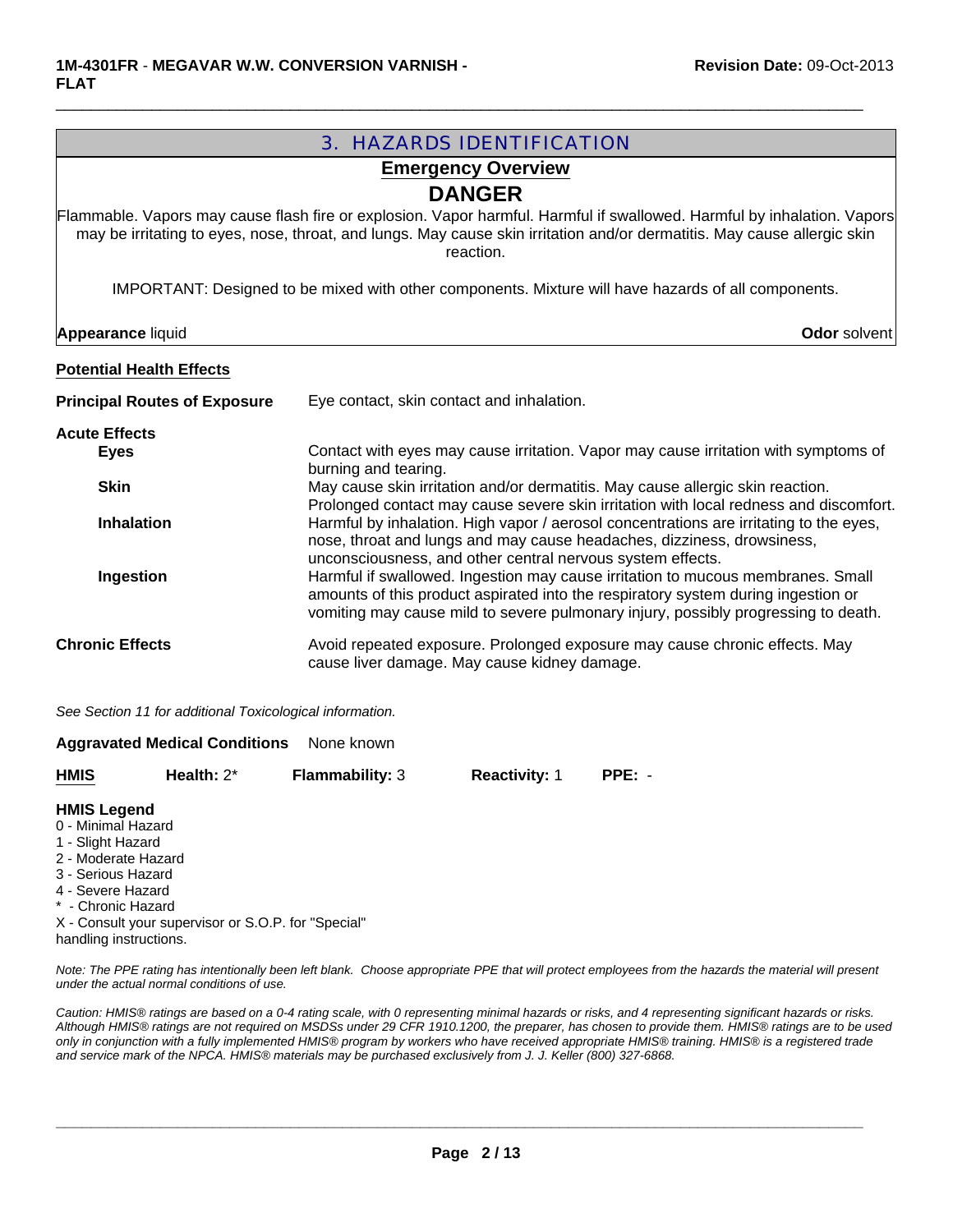## 3. HAZARDS IDENTIFICATION

### Emergency Overview

## DANGER

Flammable. Vapors may cause flash fire or explosion. Vapor harmful. Harmful if swallowed. Harmful by inhalation. Vapors may be irritating to eyes, nose, throat, and lungs. May cause skin irritation and/or dermatitis. May cause allergic skin reaction.

IMPORTANT: Designed to be mixed with other components. Mixture will have hazards of all components.

**Appearance** liquid **Odor** solvent

**Potential Health Effects**

**Principal Routes of Exposure** Eye contact, skin contact and inhalation.

**Acute Effects**

| | |
|---|---|
| **Eyes** | Contact with eyes may cause irritation. Vapor may cause irritation with symptoms of burning and tearing. |
| **Skin** | May cause skin irritation and/or dermatitis. May cause allergic skin reaction. Prolonged contact may cause severe skin irritation with local redness and discomfort. |
| **Inhalation** | Harmful by inhalation. High vapor / aerosol concentrations are irritating to the eyes, nose, throat and lungs and may cause headaches, dizziness, drowsiness, unconsciousness, and other central nervous system effects. |
| **Ingestion** | Harmful if swallowed. Ingestion may cause irritation to mucous membranes. Small amounts of this product aspirated into the respiratory system during ingestion or vomiting may cause mild to severe pulmonary injury, possibly progressing to death. |

**Chronic Effects** Avoid repeated exposure. Prolonged exposure may cause chronic effects. May cause liver damage. May cause kidney damage.

*See Section 11 for additional Toxicological information.*

**Aggravated Medical Conditions** None known

| HMIS | Health: 2* | Flammability: 3 | Reactivity: 1 | PPE: - |
|---|---|---|---|---|

**HMIS Legend**
0 - Minimal Hazard
1 - Slight Hazard
2 - Moderate Hazard
3 - Serious Hazard
4 - Severe Hazard
* - Chronic Hazard
X - Consult your supervisor or S.O.P. for "Special" handling instructions.

*Note: The PPE rating has intentionally been left blank. Choose appropriate PPE that will protect employees from the hazards the material will present under the actual normal conditions of use.*

*Caution: HMIS® ratings are based on a 0-4 rating scale, with 0 representing minimal hazards or risks, and 4 representing significant hazards or risks. Although HMIS® ratings are not required on MSDSs under 29 CFR 1910.1200, the preparer, has chosen to provide them. HMIS® ratings are to be used only in conjunction with a fully implemented HMIS® program by workers who have received appropriate HMIS® training. HMIS® is a registered trade and service mark of the NPCA. HMIS® materials may be purchased exclusively from J. J. Keller (800) 327-6868.*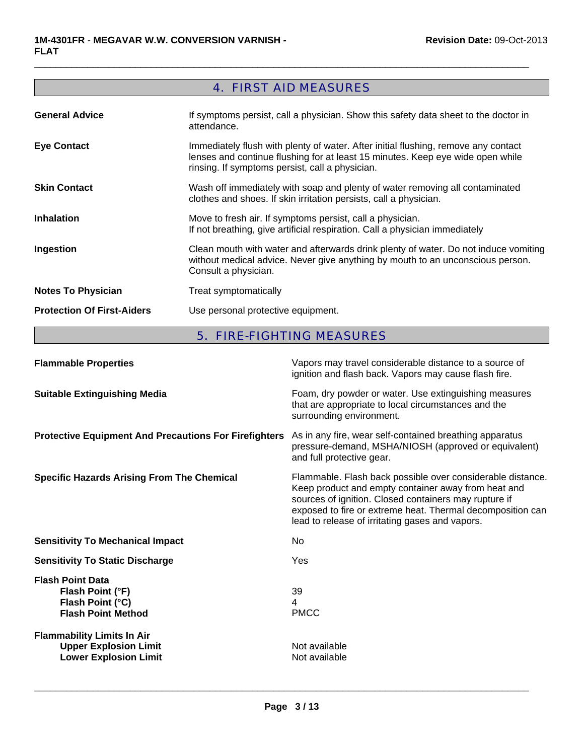## 4. FIRST AID MEASURES

| | |
|---|---|
| **General Advice** | If symptoms persist, call a physician. Show this safety data sheet to the doctor in attendance. |
| **Eye Contact** | Immediately flush with plenty of water. After initial flushing, remove any contact lenses and continue flushing for at least 15 minutes. Keep eye wide open while rinsing. If symptoms persist, call a physician. |
| **Skin Contact** | Wash off immediately with soap and plenty of water removing all contaminated clothes and shoes. If skin irritation persists, call a physician. |
| **Inhalation** | Move to fresh air. If symptoms persist, call a physician. If not breathing, give artificial respiration. Call a physician immediately |
| **Ingestion** | Clean mouth with water and afterwards drink plenty of water. Do not induce vomiting without medical advice. Never give anything by mouth to an unconscious person. Consult a physician. |
| **Notes To Physician** | Treat symptomatically |
| **Protection Of First-Aiders** | Use personal protective equipment. |

## 5. FIRE-FIGHTING MEASURES

| | |
|---|---|
| **Flammable Properties** | Vapors may travel considerable distance to a source of ignition and flash back. Vapors may cause flash fire. |
| **Suitable Extinguishing Media** | Foam, dry powder or water. Use extinguishing measures that are appropriate to local circumstances and the surrounding environment. |
| **Protective Equipment And Precautions For Firefighters** | As in any fire, wear self-contained breathing apparatus pressure-demand, MSHA/NIOSH (approved or equivalent) and full protective gear. |
| **Specific Hazards Arising From The Chemical** | Flammable. Flash back possible over considerable distance. Keep product and empty container away from heat and sources of ignition. Closed containers may rupture if exposed to fire or extreme heat. Thermal decomposition can lead to release of irritating gases and vapors. |
| **Sensitivity To Mechanical Impact** | No |
| **Sensitivity To Static Discharge** | Yes |
| **Flash Point Data** | |
| **Flash Point (°F)** | 39 |
| **Flash Point (°C)** | 4 |
| **Flash Point Method** | PMCC |
| **Flammability Limits In Air** | |
| **Upper Explosion Limit** | Not available |
| **Lower Explosion Limit** | Not available |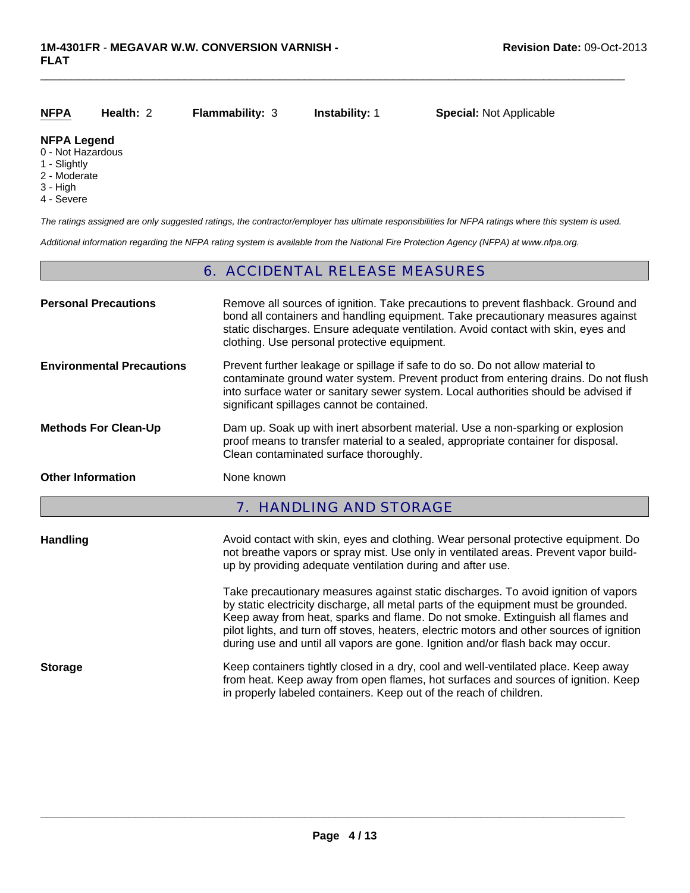**NFPA** **Health:** 2 **Flammability:** 3 **Instability:** 1 **Special:** Not Applicable

**NFPA Legend**
0 - Not Hazardous
1 - Slightly
2 - Moderate
3 - High
4 - Severe

*The ratings assigned are only suggested ratings, the contractor/employer has ultimate responsibilities for NFPA ratings where this system is used.*

*Additional information regarding the NFPA rating system is available from the National Fire Protection Agency (NFPA) at www.nfpa.org.*

## 6. ACCIDENTAL RELEASE MEASURES

**Personal Precautions**
Remove all sources of ignition. Take precautions to prevent flashback. Ground and bond all containers and handling equipment. Take precautionary measures against static discharges. Ensure adequate ventilation. Avoid contact with skin, eyes and clothing. Use personal protective equipment.

**Environmental Precautions**
Prevent further leakage or spillage if safe to do so. Do not allow material to contaminate ground water system. Prevent product from entering drains. Do not flush into surface water or sanitary sewer system. Local authorities should be advised if significant spillages cannot be contained.

**Methods For Clean-Up**
Dam up. Soak up with inert absorbent material. Use a non-sparking or explosion proof means to transfer material to a sealed, appropriate container for disposal. Clean contaminated surface thoroughly.

**Other Information**
None known

## 7. HANDLING AND STORAGE

**Handling**
Avoid contact with skin, eyes and clothing. Wear personal protective equipment. Do not breathe vapors or spray mist. Use only in ventilated areas. Prevent vapor build-up by providing adequate ventilation during and after use.

Take precautionary measures against static discharges. To avoid ignition of vapors by static electricity discharge, all metal parts of the equipment must be grounded. Keep away from heat, sparks and flame. Do not smoke. Extinguish all flames and pilot lights, and turn off stoves, heaters, electric motors and other sources of ignition during use and until all vapors are gone. Ignition and/or flash back may occur.

**Storage**
Keep containers tightly closed in a dry, cool and well-ventilated place. Keep away from heat. Keep away from open flames, hot surfaces and sources of ignition. Keep in properly labeled containers. Keep out of the reach of children.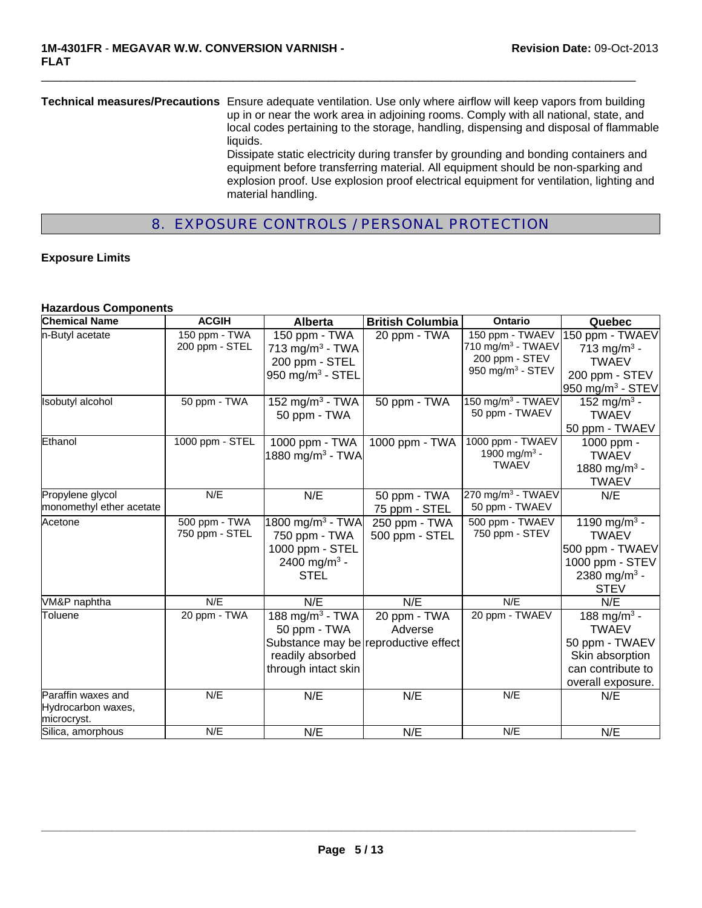**Technical measures/Precautions** Ensure adequate ventilation. Use only where airflow will keep vapors from building up in or near the work area in adjoining rooms. Comply with all national, state, and local codes pertaining to the storage, handling, dispensing and disposal of flammable liquids.
Dissipate static electricity during transfer by grounding and bonding containers and equipment before transferring material. All equipment should be non-sparking and explosion proof. Use explosion proof electrical equipment for ventilation, lighting and material handling.

## 8. EXPOSURE CONTROLS / PERSONAL PROTECTION

**Exposure Limits**

**Hazardous Components**

| Chemical Name | ACGIH | Alberta | British Columbia | Ontario | Quebec |
|---|---|---|---|---|---|
| n-Butyl acetate | 150 ppm - TWA<br>200 ppm - STEL | 150 ppm - TWA<br>713 mg/m$^3$ - TWA<br>200 ppm - STEL<br>950 mg/m$^3$ - STEL | 20 ppm - TWA | 150 ppm - TWAEV<br>710 mg/m$^3$ - TWAEV<br>200 ppm - STEV<br>950 mg/m$^3$ - STEV | 150 ppm - TWAEV<br>713 mg/m$^3$ - TWAEV<br>200 ppm - STEV<br>950 mg/m$^3$ - STEV |
| Isobutyl alcohol | 50 ppm - TWA | 152 mg/m$^3$ - TWA<br>50 ppm - TWA | 50 ppm - TWA | 150 mg/m$^3$ - TWAEV<br>50 ppm - TWAEV | 152 mg/m$^3$ - TWAEV<br>50 ppm - TWAEV |
| Ethanol | 1000 ppm - STEL | 1000 ppm - TWA<br>1880 mg/m$^3$ - TWA | 1000 ppm - TWA | 1000 ppm - TWAEV<br>1900 mg/m$^3$ - TWAEV | 1000 ppm - TWAEV<br>1880 mg/m$^3$ - TWAEV |
| Propylene glycol monomethyl ether acetate | N/E | N/E | 50 ppm - TWA<br>75 ppm - STEL | 270 mg/m$^3$ - TWAEV<br>50 ppm - TWAEV | N/E |
| Acetone | 500 ppm - TWA<br>750 ppm - STEL | 1800 mg/m$^3$ - TWA<br>750 ppm - TWA<br>1000 ppm - STEL<br>2400 mg/m$^3$ - STEL | 250 ppm - TWA<br>500 ppm - STEL | 500 ppm - TWAEV<br>750 ppm - STEV | 1190 mg/m$^3$ - TWAEV<br>500 ppm - TWAEV<br>1000 ppm - STEV<br>2380 mg/m$^3$ - STEV |
| VM&P naphtha | N/E | N/E | N/E | N/E | N/E |
| Toluene | 20 ppm - TWA | 188 mg/m$^3$ - TWA<br>50 ppm - TWA<br>Substance may be readily absorbed through intact skin | 20 ppm - TWA<br>Adverse reproductive effect | 20 ppm - TWAEV | 188 mg/m$^3$ - TWAEV<br>50 ppm - TWAEV<br>Skin absorption can contribute to overall exposure. |
| Paraffin waxes and Hydrocarbon waxes, microcryst. | N/E | N/E | N/E | N/E | N/E |
| Silica, amorphous | N/E | N/E | N/E | N/E | N/E |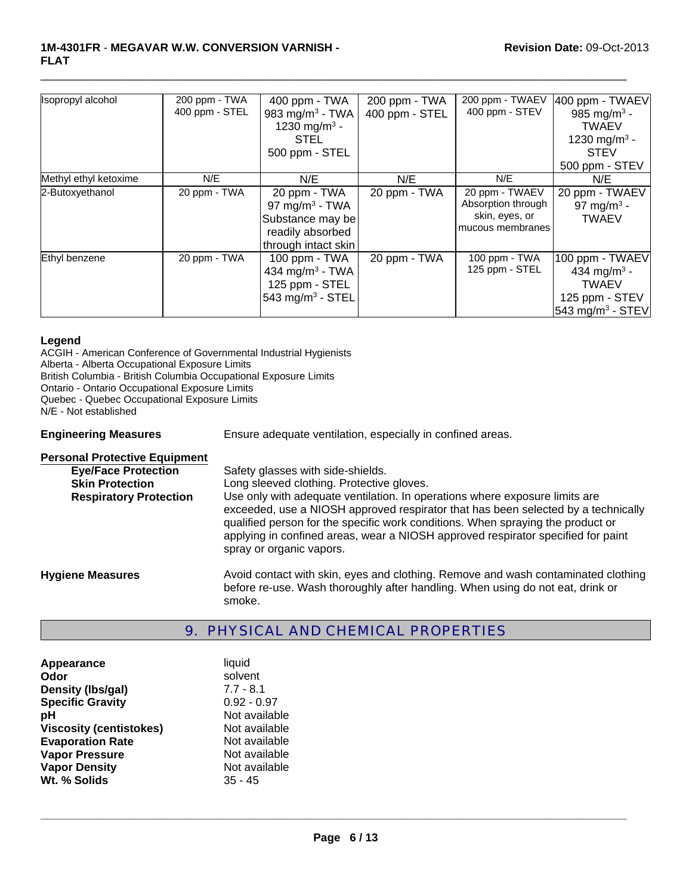| Isopropyl alcohol | 200 ppm - TWA<br>400 ppm - STEL | 400 ppm - TWA<br>983 mg/m³ - TWA<br>1230 mg/m³ - STEL<br>500 ppm - STEL | 200 ppm - TWA<br>400 ppm - STEL | 200 ppm - TWAEV<br>400 ppm - STEV | 400 ppm - TWAEV<br>985 mg/m³ - TWAEV<br>1230 mg/m³ - STEV<br>500 ppm - STEV |
|---|---|---|---|---|---|
| Methyl ethyl ketoxime | N/E | N/E | N/E | N/E | N/E |
| 2-Butoxyethanol | 20 ppm - TWA | 20 ppm - TWA<br>97 mg/m³ - TWA<br>Substance may be readily absorbed through intact skin | 20 ppm - TWA | 20 ppm - TWAEV<br>Absorption through skin, eyes, or mucous membranes | 20 ppm - TWAEV<br>97 mg/m³ - TWAEV |
| Ethyl benzene | 20 ppm - TWA | 100 ppm - TWA<br>434 mg/m³ - TWA<br>125 ppm - STEL<br>543 mg/m³ - STEL | 20 ppm - TWA | 100 ppm - TWA<br>125 ppm - STEL | 100 ppm - TWAEV<br>434 mg/m³ - TWAEV<br>125 ppm - STEV<br>543 mg/m³ - STEV |

**Legend**

ACGIH - American Conference of Governmental Industrial Hygienists
Alberta - Alberta Occupational Exposure Limits
British Columbia - British Columbia Occupational Exposure Limits
Ontario - Ontario Occupational Exposure Limits
Quebec - Quebec Occupational Exposure Limits
N/E - Not established

**Engineering Measures** Ensure adequate ventilation, especially in confined areas.

**Personal Protective Equipment**

**Eye/Face Protection** Safety glasses with side-shields.

**Skin Protection** Long sleeved clothing. Protective gloves.

**Respiratory Protection** Use only with adequate ventilation. In operations where exposure limits are exceeded, use a NIOSH approved respirator that has been selected by a technically qualified person for the specific work conditions. When spraying the product or applying in confined areas, wear a NIOSH approved respirator specified for paint spray or organic vapors.

**Hygiene Measures** Avoid contact with skin, eyes and clothing. Remove and wash contaminated clothing before re-use. Wash thoroughly after handling. When using do not eat, drink or smoke.

## 9. PHYSICAL AND CHEMICAL PROPERTIES

| | |
|---|---|
| **Appearance** | liquid |
| **Odor** | solvent |
| **Density (lbs/gal)** | 7.7 - 8.1 |
| **Specific Gravity** | 0.92 - 0.97 |
| **pH** | Not available |
| **Viscosity (centistokes)** | Not available |
| **Evaporation Rate** | Not available |
| **Vapor Pressure** | Not available |
| **Vapor Density** | Not available |
| **Wt. % Solids** | 35 - 45 |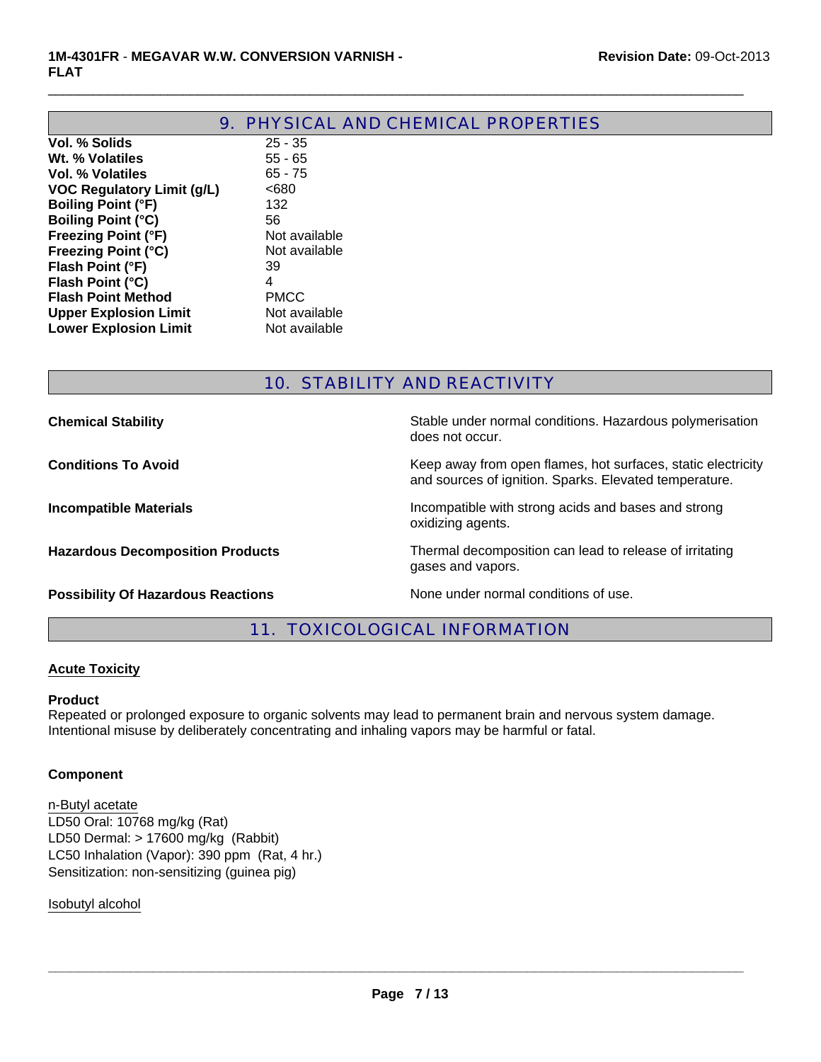## 9. PHYSICAL AND CHEMICAL PROPERTIES

| | |
|---|---|
| **Vol. % Solids** | 25 - 35 |
| **Wt. % Volatiles** | 55 - 65 |
| **Vol. % Volatiles** | 65 - 75 |
| **VOC Regulatory Limit (g/L)** | <680 |
| **Boiling Point (°F)** | 132 |
| **Boiling Point (°C)** | 56 |
| **Freezing Point (°F)** | Not available |
| **Freezing Point (°C)** | Not available |
| **Flash Point (°F)** | 39 |
| **Flash Point (°C)** | 4 |
| **Flash Point Method** | PMCC |
| **Upper Explosion Limit** | Not available |
| **Lower Explosion Limit** | Not available |

## 10. STABILITY AND REACTIVITY

| | |
|---|---|
| **Chemical Stability** | Stable under normal conditions. Hazardous polymerisation does not occur. |
| **Conditions To Avoid** | Keep away from open flames, hot surfaces, static electricity and sources of ignition. Sparks. Elevated temperature. |
| **Incompatible Materials** | Incompatible with strong acids and bases and strong oxidizing agents. |
| **Hazardous Decomposition Products** | Thermal decomposition can lead to release of irritating gases and vapors. |
| **Possibility Of Hazardous Reactions** | None under normal conditions of use. |

## 11. TOXICOLOGICAL INFORMATION

### Acute Toxicity

**Product**

Repeated or prolonged exposure to organic solvents may lead to permanent brain and nervous system damage. Intentional misuse by deliberately concentrating and inhaling vapors may be harmful or fatal.

**Component**

n-Butyl acetate
LD50 Oral: 10768 mg/kg (Rat)
LD50 Dermal: > 17600 mg/kg (Rabbit)
LC50 Inhalation (Vapor): 390 ppm (Rat, 4 hr.)
Sensitization: non-sensitizing (guinea pig)

Isobutyl alcohol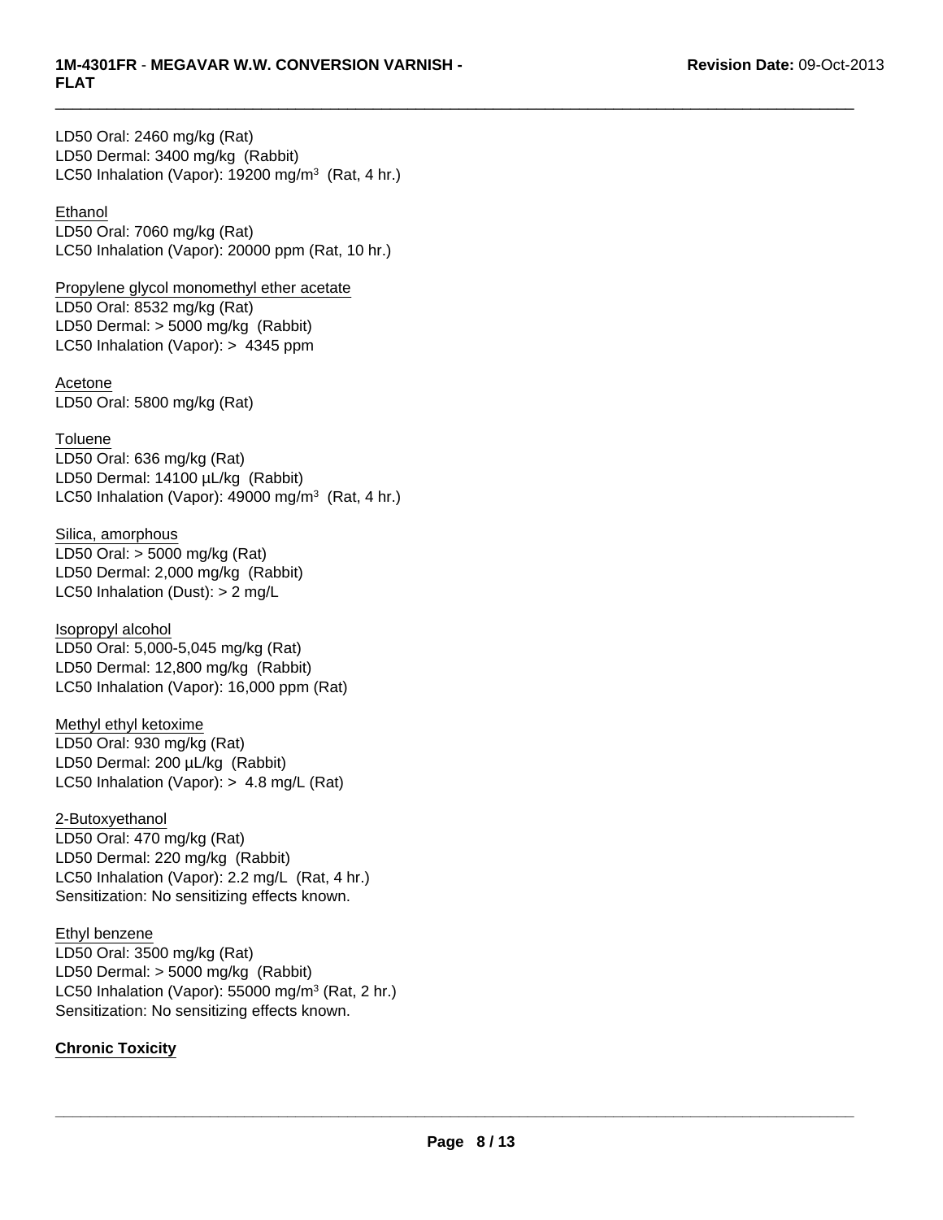LD50 Oral: 2460 mg/kg (Rat)
LD50 Dermal: 3400 mg/kg (Rabbit)
LC50 Inhalation (Vapor): 19200 mg/m$^3$ (Rat, 4 hr.)

Ethanol
LD50 Oral: 7060 mg/kg (Rat)
LC50 Inhalation (Vapor): 20000 ppm (Rat, 10 hr.)

Propylene glycol monomethyl ether acetate
LD50 Oral: 8532 mg/kg (Rat)
LD50 Dermal: > 5000 mg/kg (Rabbit)
LC50 Inhalation (Vapor): > 4345 ppm

Acetone
LD50 Oral: 5800 mg/kg (Rat)

Toluene
LD50 Oral: 636 mg/kg (Rat)
LD50 Dermal: 14100 µL/kg (Rabbit)
LC50 Inhalation (Vapor): 49000 mg/m$^3$ (Rat, 4 hr.)

Silica, amorphous
LD50 Oral: > 5000 mg/kg (Rat)
LD50 Dermal: 2,000 mg/kg (Rabbit)
LC50 Inhalation (Dust): > 2 mg/L

Isopropyl alcohol
LD50 Oral: 5,000-5,045 mg/kg (Rat)
LD50 Dermal: 12,800 mg/kg (Rabbit)
LC50 Inhalation (Vapor): 16,000 ppm (Rat)

Methyl ethyl ketoxime
LD50 Oral: 930 mg/kg (Rat)
LD50 Dermal: 200 µL/kg (Rabbit)
LC50 Inhalation (Vapor): > 4.8 mg/L (Rat)

2-Butoxyethanol
LD50 Oral: 470 mg/kg (Rat)
LD50 Dermal: 220 mg/kg (Rabbit)
LC50 Inhalation (Vapor): 2.2 mg/L (Rat, 4 hr.)
Sensitization: No sensitizing effects known.

Ethyl benzene
LD50 Oral: 3500 mg/kg (Rat)
LD50 Dermal: > 5000 mg/kg (Rabbit)
LC50 Inhalation (Vapor): 55000 mg/m$^3$ (Rat, 2 hr.)
Sensitization: No sensitizing effects known.

**Chronic Toxicity**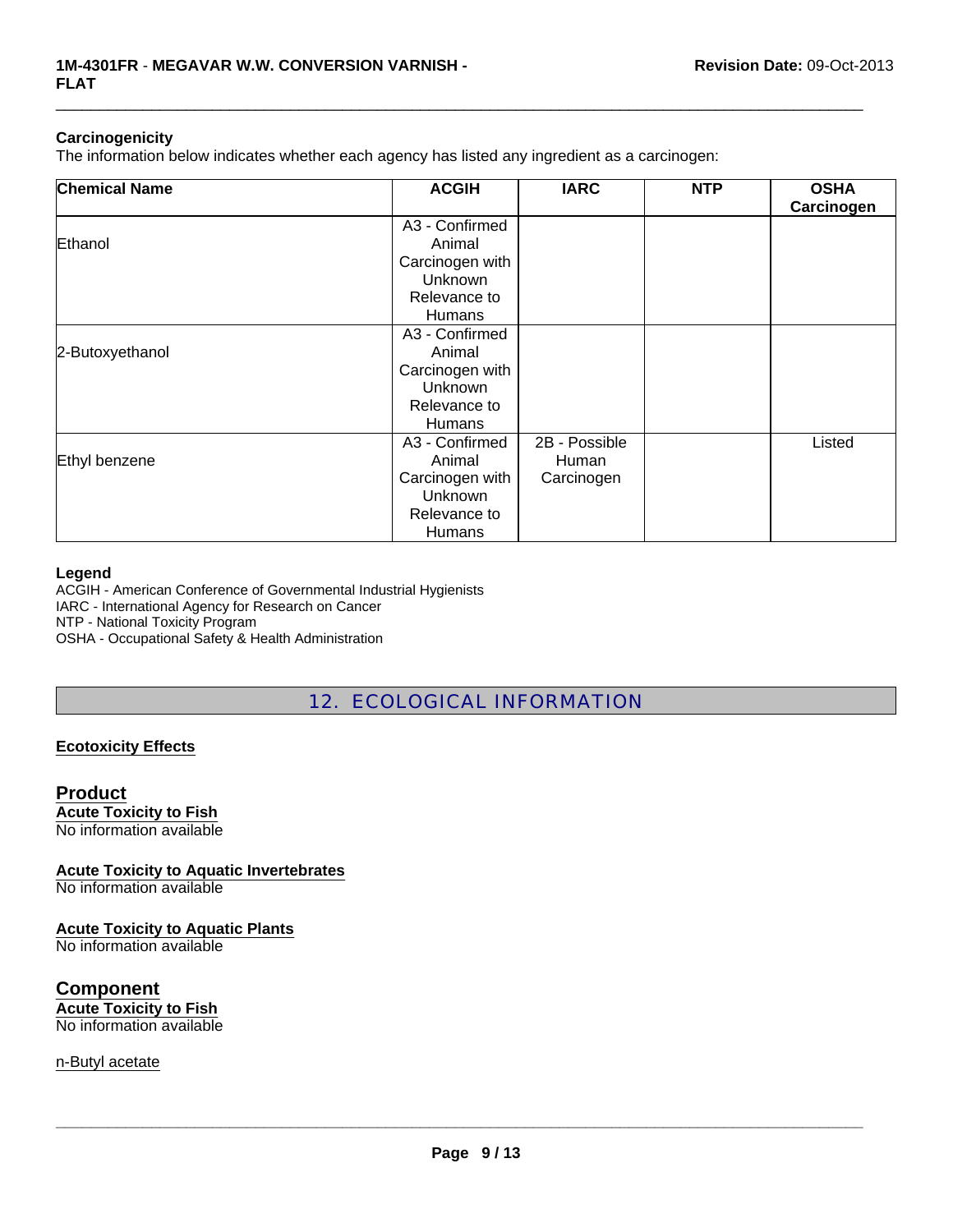### Carcinogenicity

The information below indicates whether each agency has listed any ingredient as a carcinogen:

| Chemical Name | ACGIH | IARC | NTP | OSHA Carcinogen |
|---|---|---|---|---|
| Ethanol | A3 - Confirmed Animal Carcinogen with Unknown Relevance to Humans | | | |
| 2-Butoxyethanol | A3 - Confirmed Animal Carcinogen with Unknown Relevance to Humans | | | |
| Ethyl benzene | A3 - Confirmed Animal Carcinogen with Unknown Relevance to Humans | 2B - Possible Human Carcinogen | | Listed |

**Legend**

ACGIH - American Conference of Governmental Industrial Hygienists
IARC - International Agency for Research on Cancer
NTP - National Toxicity Program
OSHA - Occupational Safety & Health Administration

## 12. ECOLOGICAL INFORMATION

**Ecotoxicity Effects**

### Product

**Acute Toxicity to Fish**
No information available

**Acute Toxicity to Aquatic Invertebrates**
No information available

**Acute Toxicity to Aquatic Plants**
No information available

### Component

**Acute Toxicity to Fish**
No information available

n-Butyl acetate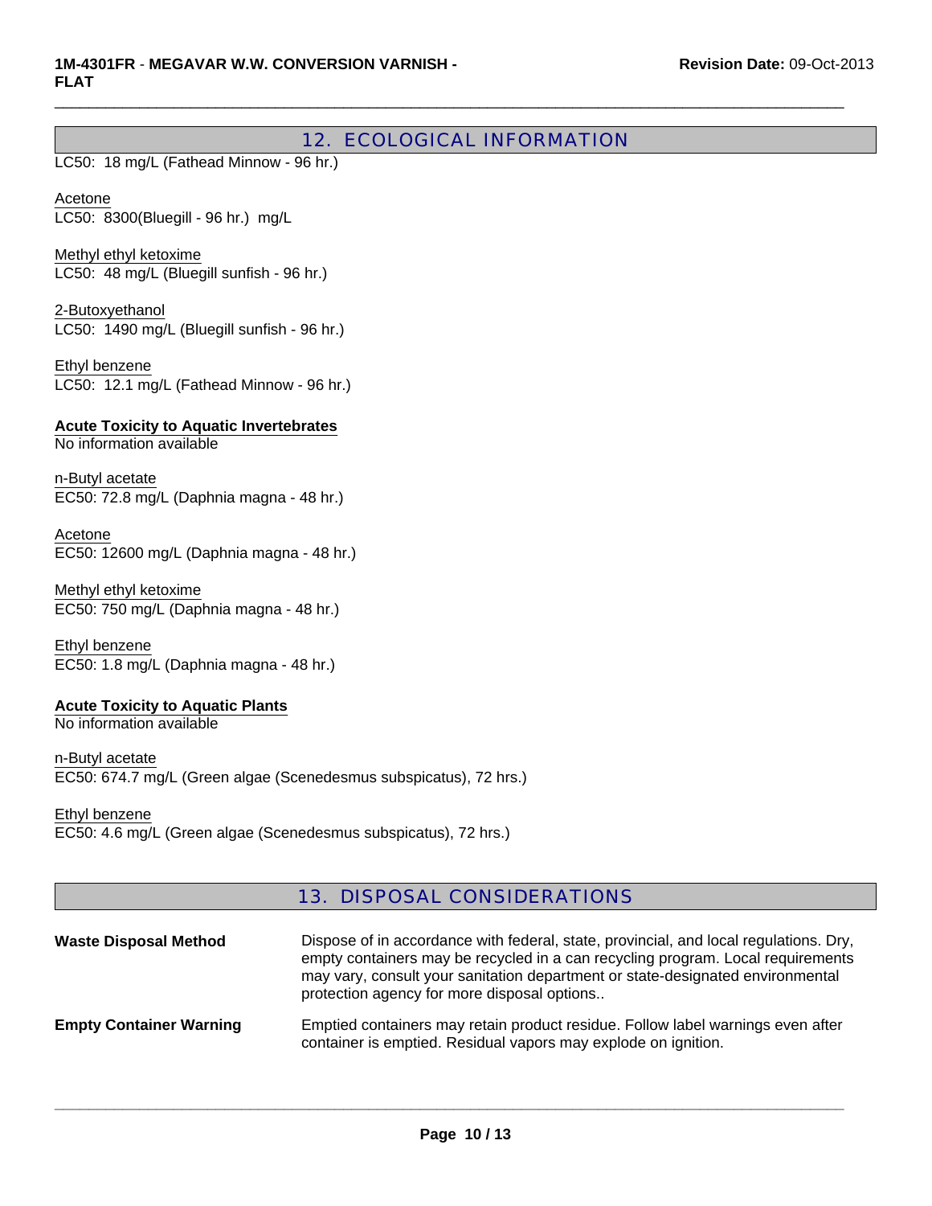## 12. ECOLOGICAL INFORMATION

LC50: 18 mg/L (Fathead Minnow - 96 hr.)

Acetone
LC50: 8300(Bluegill - 96 hr.) mg/L

Methyl ethyl ketoxime
LC50: 48 mg/L (Bluegill sunfish - 96 hr.)

2-Butoxyethanol
LC50: 1490 mg/L (Bluegill sunfish - 96 hr.)

Ethyl benzene
LC50: 12.1 mg/L (Fathead Minnow - 96 hr.)

**Acute Toxicity to Aquatic Invertebrates**
No information available

n-Butyl acetate
EC50: 72.8 mg/L (Daphnia magna - 48 hr.)

Acetone
EC50: 12600 mg/L (Daphnia magna - 48 hr.)

Methyl ethyl ketoxime
EC50: 750 mg/L (Daphnia magna - 48 hr.)

Ethyl benzene
EC50: 1.8 mg/L (Daphnia magna - 48 hr.)

**Acute Toxicity to Aquatic Plants**
No information available

n-Butyl acetate
EC50: 674.7 mg/L (Green algae (Scenedesmus subspicatus), 72 hrs.)

Ethyl benzene
EC50: 4.6 mg/L (Green algae (Scenedesmus subspicatus), 72 hrs.)

## 13. DISPOSAL CONSIDERATIONS

**Waste Disposal Method** — Dispose of in accordance with federal, state, provincial, and local regulations. Dry, empty containers may be recycled in a can recycling program. Local requirements may vary, consult your sanitation department or state-designated environmental protection agency for more disposal options..

**Empty Container Warning** — Emptied containers may retain product residue. Follow label warnings even after container is emptied. Residual vapors may explode on ignition.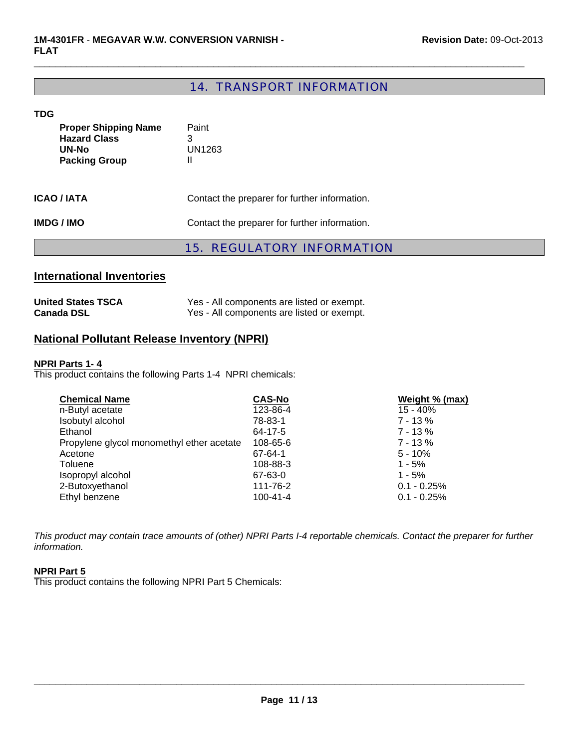## 14. TRANSPORT INFORMATION

**TDG**

| | |
|---|---|
| **Proper Shipping Name** | Paint |
| **Hazard Class** | 3 |
| **UN-No** | UN1263 |
| **Packing Group** | II |

**ICAO / IATA** Contact the preparer for further information.

**IMDG / IMO** Contact the preparer for further information.

## 15. REGULATORY INFORMATION

### International Inventories

| | |
|---|---|
| **United States TSCA** | Yes - All components are listed or exempt. |
| **Canada DSL** | Yes - All components are listed or exempt. |

### National Pollutant Release Inventory (NPRI)

**NPRI Parts 1- 4**

This product contains the following Parts 1-4 NPRI chemicals:

| Chemical Name | CAS-No | Weight % (max) |
|---|---|---|
| n-Butyl acetate | 123-86-4 | 15 - 40% |
| Isobutyl alcohol | 78-83-1 | 7 - 13 % |
| Ethanol | 64-17-5 | 7 - 13 % |
| Propylene glycol monomethyl ether acetate | 108-65-6 | 7 - 13 % |
| Acetone | 67-64-1 | 5 - 10% |
| Toluene | 108-88-3 | 1 - 5% |
| Isopropyl alcohol | 67-63-0 | 1 - 5% |
| 2-Butoxyethanol | 111-76-2 | 0.1 - 0.25% |
| Ethyl benzene | 100-41-4 | 0.1 - 0.25% |

*This product may contain trace amounts of (other) NPRI Parts I-4 reportable chemicals. Contact the preparer for further information.*

**NPRI Part 5**

This product contains the following NPRI Part 5 Chemicals: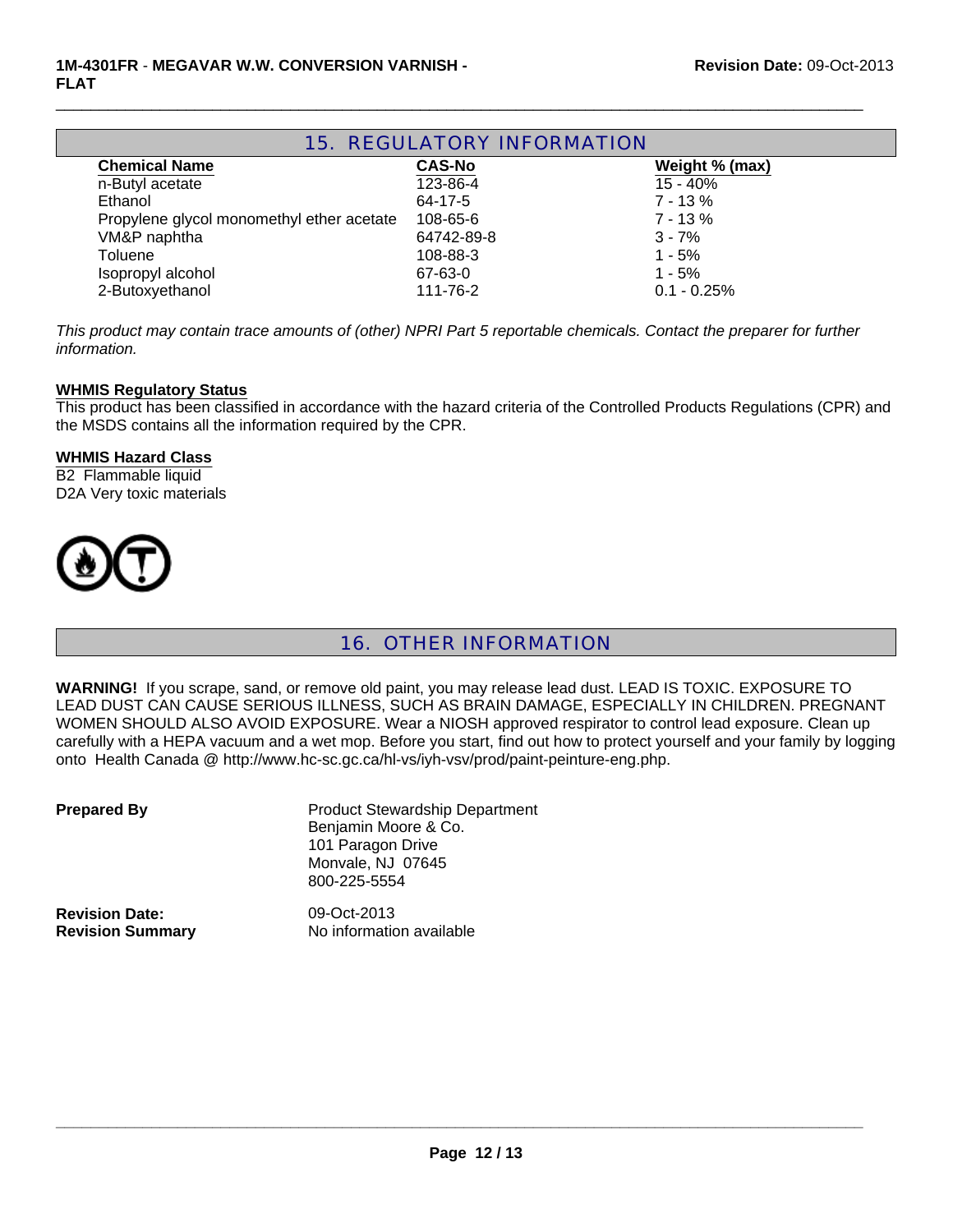## 15. REGULATORY INFORMATION

| Chemical Name | CAS-No | Weight % (max) |
|---|---|---|
| n-Butyl acetate | 123-86-4 | 15 - 40% |
| Ethanol | 64-17-5 | 7 - 13 % |
| Propylene glycol monomethyl ether acetate | 108-65-6 | 7 - 13 % |
| VM&P naphtha | 64742-89-8 | 3 - 7% |
| Toluene | 108-88-3 | 1 - 5% |
| Isopropyl alcohol | 67-63-0 | 1 - 5% |
| 2-Butoxyethanol | 111-76-2 | 0.1 - 0.25% |

*This product may contain trace amounts of (other) NPRI Part 5 reportable chemicals. Contact the preparer for further information.*

**WHMIS Regulatory Status**

This product has been classified in accordance with the hazard criteria of the Controlled Products Regulations (CPR) and the MSDS contains all the information required by the CPR.

**WHMIS Hazard Class**

B2 Flammable liquid
D2A Very toxic materials

## 16. OTHER INFORMATION

**WARNING!** If you scrape, sand, or remove old paint, you may release lead dust. LEAD IS TOXIC. EXPOSURE TO LEAD DUST CAN CAUSE SERIOUS ILLNESS, SUCH AS BRAIN DAMAGE, ESPECIALLY IN CHILDREN. PREGNANT WOMEN SHOULD ALSO AVOID EXPOSURE. Wear a NIOSH approved respirator to control lead exposure. Clean up carefully with a HEPA vacuum and a wet mop. Before you start, find out how to protect yourself and your family by logging onto Health Canada @ http://www.hc-sc.gc.ca/hl-vs/iyh-vsv/prod/paint-peinture-eng.php.

**Prepared By**
Product Stewardship Department
Benjamin Moore & Co.
101 Paragon Drive
Monvale, NJ 07645
800-225-5554

**Revision Date:** 09-Oct-2013
**Revision Summary** No information available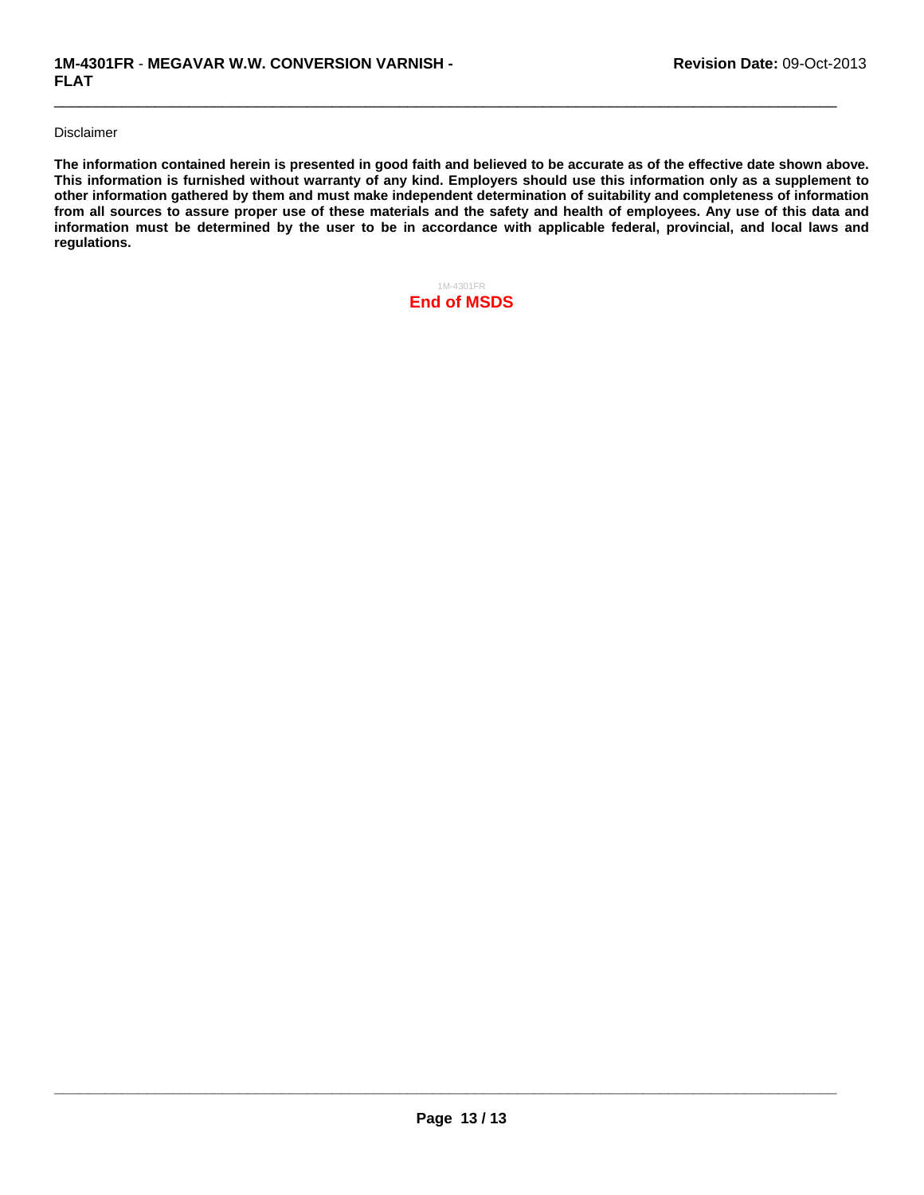Disclaimer

**The information contained herein is presented in good faith and believed to be accurate as of the effective date shown above. This information is furnished without warranty of any kind. Employers should use this information only as a supplement to other information gathered by them and must make independent determination of suitability and completeness of information from all sources to assure proper use of these materials and the safety and health of employees. Any use of this data and information must be determined by the user to be in accordance with applicable federal, provincial, and local laws and regulations.**

1M-4301FR

**End of MSDS**